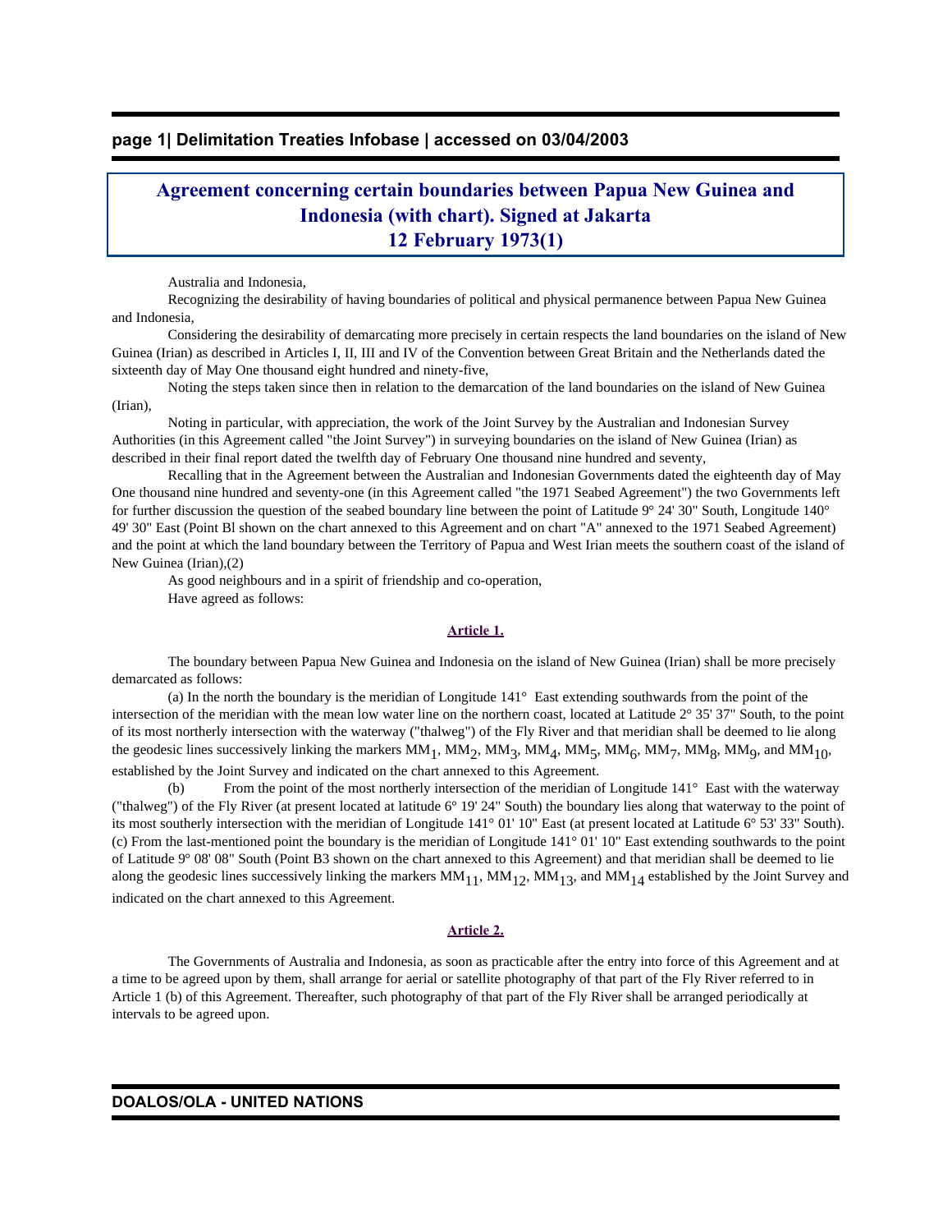# Agreement concerning certain boundaries between Papua New Guinea and Indonesia (with chart). Signed at Jakarta 12 February 1973(1)

Australia and Indonesia,

Recognizing the desirability of having boundaries of political and physical permanence between Papua New Guinea and Indonesia,

Considering the desirability of demarcating more precisely in certain respects the land boundaries on the island of New Guinea (Irian) as described in Articles I, II, III and IV of the Convention between Great Britain and the Netherlands dated the sixteenth day of May One thousand eight hundred and ninety-five,

Noting the steps taken since then in relation to the demarcation of the land boundaries on the island of New Guinea (Irian),

Noting in particular, with appreciation, the work of the Joint Survey by the Australian and Indonesian Survey Authorities (in this Agreement called "the Joint Survey") in surveying boundaries on the island of New Guinea (Irian) as described in their final report dated the twelfth day of February One thousand nine hundred and seventy,

Recalling that in the Agreement between the Australian and Indonesian Governments dated the eighteenth day of May One thousand nine hundred and seventy-one (in this Agreement called "the 1971 Seabed Agreement") the two Governments left for further discussion the question of the seabed boundary line between the point of Latitude 9° 24' 30" South, Longitude 140° 49' 30" East (Point Bl shown on the chart annexed to this Agreement and on chart "A" annexed to the 1971 Seabed Agreement) and the point at which the land boundary between the Territory of Papua and West Irian meets the southern coast of the island of New Guinea (Irian),(2)

As good neighbours and in a spirit of friendship and co-operation,

Have agreed as follows:

## Article 1.

The boundary between Papua New Guinea and Indonesia on the island of New Guinea (Irian) shall be more precisely demarcated as follows:

(a) In the north the boundary is the meridian of Longitude 141° East extending southwards from the point of the intersection of the meridian with the mean low water line on the northern coast, located at Latitude 2° 35' 37" South, to the point of its most northerly intersection with the waterway ("thalweg") of the Fly River and that meridian shall be deemed to lie along the geodesic lines successively linking the markers $MM_1$, $MM_2$, $MM_3$, $MM_4$, $MM_5$, $MM_6$, $MM_7$, $MM_8$, $MM_9$, and $MM_{10}$, established by the Joint Survey and indicated on the chart annexed to this Agreement.

(b) From the point of the most northerly intersection of the meridian of Longitude 141° East with the waterway ("thalweg") of the Fly River (at present located at latitude 6° 19' 24" South) the boundary lies along that waterway to the point of its most southerly intersection with the meridian of Longitude 141° 01' 10" East (at present located at Latitude 6° 53' 33" South).

(c) From the last-mentioned point the boundary is the meridian of Longitude 141° 01' 10" East extending southwards to the point of Latitude 9° 08' 08" South (Point B3 shown on the chart annexed to this Agreement) and that meridian shall be deemed to lie along the geodesic lines successively linking the markers $MM_{11}$, $MM_{12}$, $MM_{13}$, and $MM_{14}$ established by the Joint Survey and indicated on the chart annexed to this Agreement.

## Article 2.

The Governments of Australia and Indonesia, as soon as practicable after the entry into force of this Agreement and at a time to be agreed upon by them, shall arrange for aerial or satellite photography of that part of the Fly River referred to in Article 1 (b) of this Agreement. Thereafter, such photography of that part of the Fly River shall be arranged periodically at intervals to be agreed upon.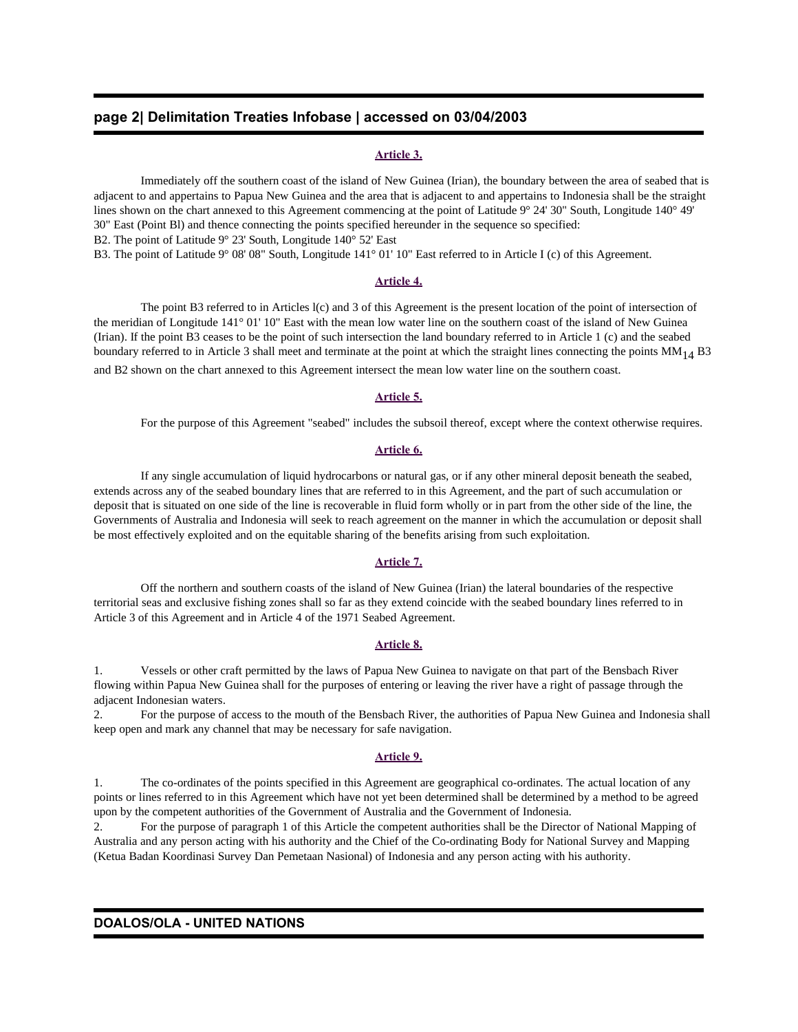**Article 3.**

Immediately off the southern coast of the island of New Guinea (Irian), the boundary between the area of seabed that is adjacent to and appertains to Papua New Guinea and the area that is adjacent to and appertains to Indonesia shall be the straight lines shown on the chart annexed to this Agreement commencing at the point of Latitude 9° 24' 30" South, Longitude 140° 49' 30" East (Point Bl) and thence connecting the points specified hereunder in the sequence so specified:
B2. The point of Latitude 9° 23' South, Longitude 140° 52' East
B3. The point of Latitude 9° 08' 08" South, Longitude 141° 01' 10" East referred to in Article I (c) of this Agreement.

**Article 4.**

The point B3 referred to in Articles l(c) and 3 of this Agreement is the present location of the point of intersection of the meridian of Longitude 141° 01' 10" East with the mean low water line on the southern coast of the island of New Guinea (Irian). If the point B3 ceases to be the point of such intersection the land boundary referred to in Article 1 (c) and the seabed boundary referred to in Article 3 shall meet and terminate at the point at which the straight lines connecting the points $MM_{14}$ B3 and B2 shown on the chart annexed to this Agreement intersect the mean low water line on the southern coast.

**Article 5.**

For the purpose of this Agreement "seabed" includes the subsoil thereof, except where the context otherwise requires.

**Article 6.**

If any single accumulation of liquid hydrocarbons or natural gas, or if any other mineral deposit beneath the seabed, extends across any of the seabed boundary lines that are referred to in this Agreement, and the part of such accumulation or deposit that is situated on one side of the line is recoverable in fluid form wholly or in part from the other side of the line, the Governments of Australia and Indonesia will seek to reach agreement on the manner in which the accumulation or deposit shall be most effectively exploited and on the equitable sharing of the benefits arising from such exploitation.

**Article 7.**

Off the northern and southern coasts of the island of New Guinea (Irian) the lateral boundaries of the respective territorial seas and exclusive fishing zones shall so far as they extend coincide with the seabed boundary lines referred to in Article 3 of this Agreement and in Article 4 of the 1971 Seabed Agreement.

**Article 8.**

1. Vessels or other craft permitted by the laws of Papua New Guinea to navigate on that part of the Bensbach River flowing within Papua New Guinea shall for the purposes of entering or leaving the river have a right of passage through the adjacent Indonesian waters.
2. For the purpose of access to the mouth of the Bensbach River, the authorities of Papua New Guinea and Indonesia shall keep open and mark any channel that may be necessary for safe navigation.

**Article 9.**

1. The co-ordinates of the points specified in this Agreement are geographical co-ordinates. The actual location of any points or lines referred to in this Agreement which have not yet been determined shall be determined by a method to be agreed upon by the competent authorities of the Government of Australia and the Government of Indonesia.
2. For the purpose of paragraph 1 of this Article the competent authorities shall be the Director of National Mapping of Australia and any person acting with his authority and the Chief of the Co-ordinating Body for National Survey and Mapping (Ketua Badan Koordinasi Survey Dan Pemetaan Nasional) of Indonesia and any person acting with his authority.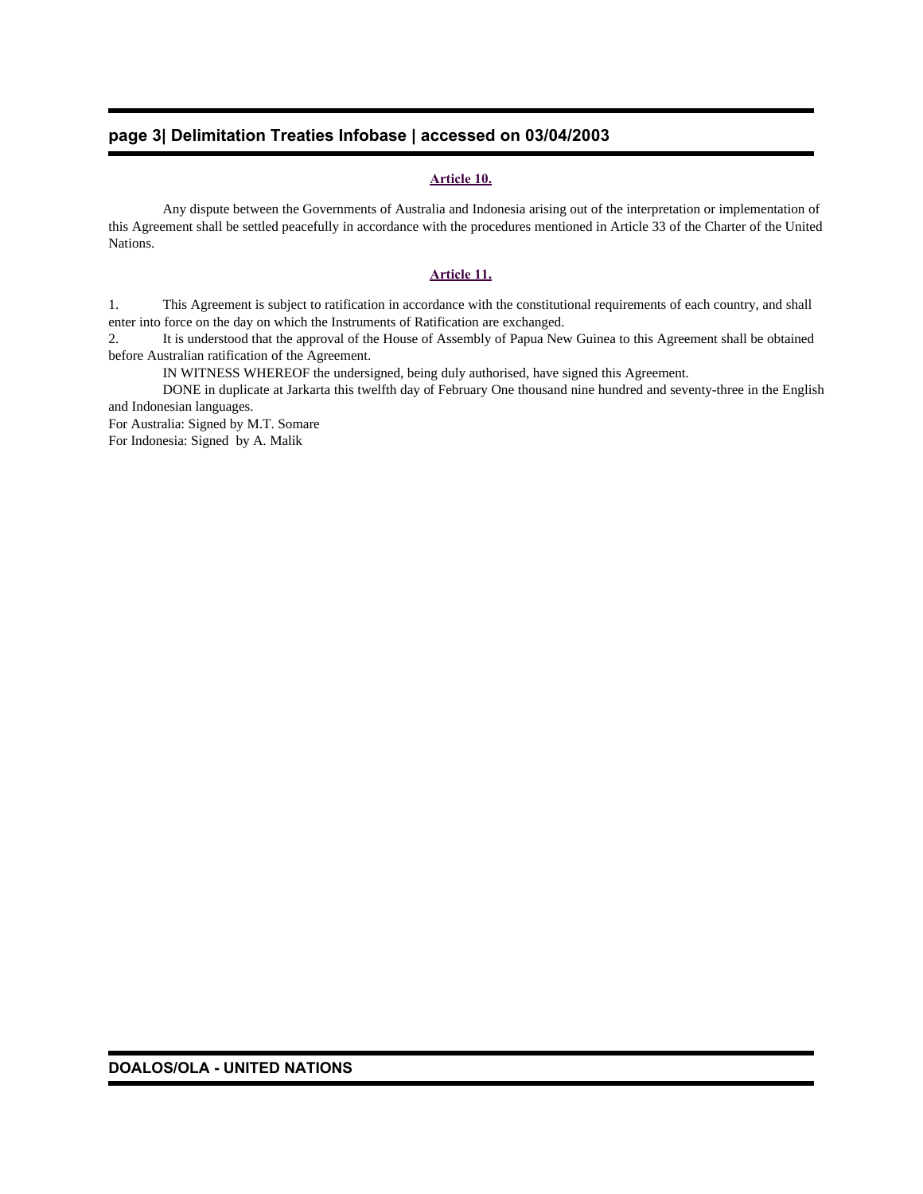**Article 10.**

Any dispute between the Governments of Australia and Indonesia arising out of the interpretation or implementation of this Agreement shall be settled peacefully in accordance with the procedures mentioned in Article 33 of the Charter of the United Nations.

**Article 11.**

1. This Agreement is subject to ratification in accordance with the constitutional requirements of each country, and shall enter into force on the day on which the Instruments of Ratification are exchanged.
2. It is understood that the approval of the House of Assembly of Papua New Guinea to this Agreement shall be obtained before Australian ratification of the Agreement.

IN WITNESS WHEREOF the undersigned, being duly authorised, have signed this Agreement.

DONE in duplicate at Jarkarta this twelfth day of February One thousand nine hundred and seventy-three in the English and Indonesian languages.

For Australia: Signed by M.T. Somare
For Indonesia: Signed by A. Malik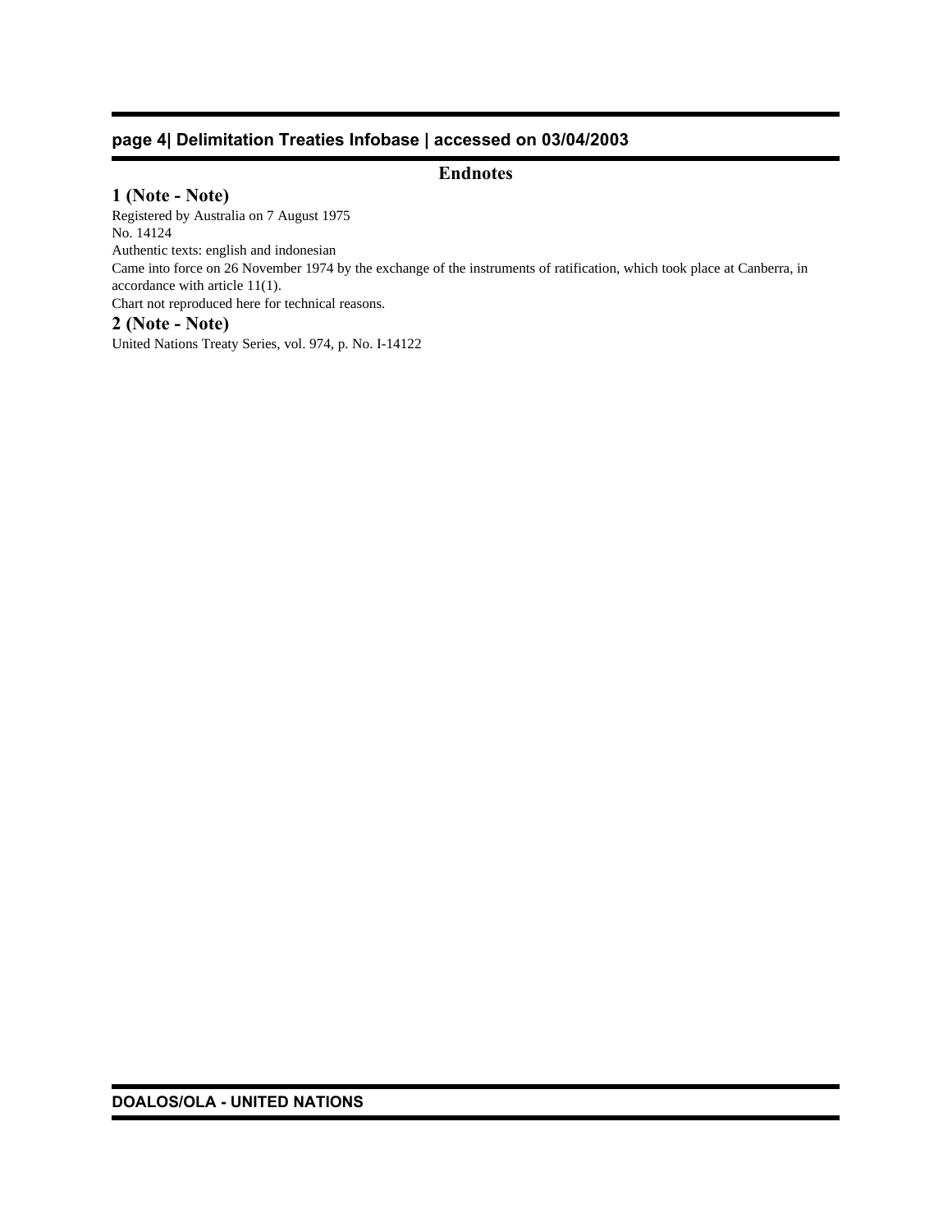## Endnotes

### 1 (Note - Note)

Registered by Australia on 7 August 1975
No. 14124
Authentic texts: english and indonesian
Came into force on 26 November 1974 by the exchange of the instruments of ratification, which took place at Canberra, in accordance with article 11(1).
Chart not reproduced here for technical reasons.

### 2 (Note - Note)

United Nations Treaty Series, vol. 974, p. No. I-14122